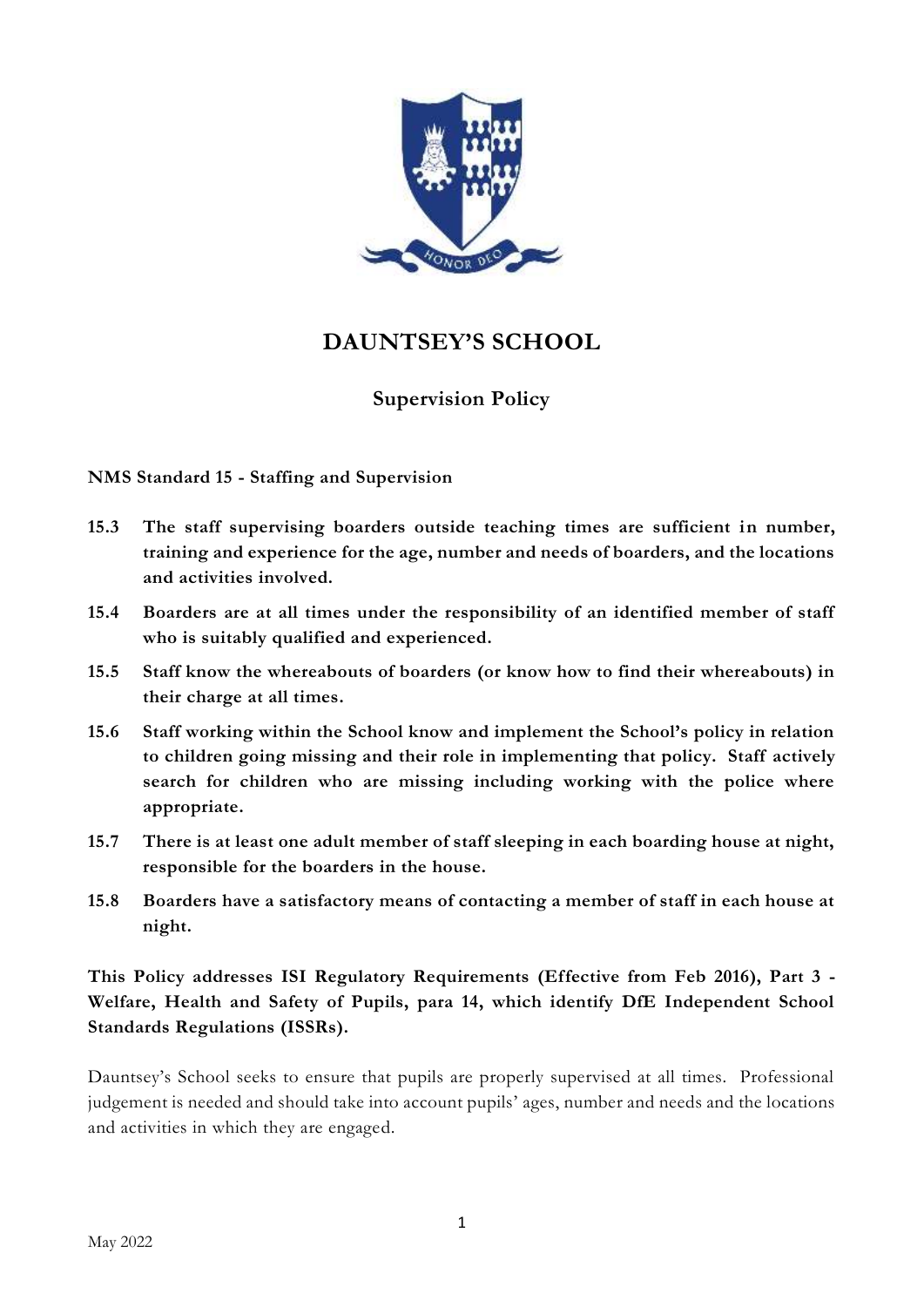# DAUNTSEY'S SCHOOL

## Supervision Policy

**NMS Standard 15 - Staffing and Supervision**

**15.3 The staff supervising boarders outside teaching times are sufficient in number, training and experience for the age, number and needs of boarders, and the locations and activities involved.**

**15.4 Boarders are at all times under the responsibility of an identified member of staff who is suitably qualified and experienced.**

**15.5 Staff know the whereabouts of boarders (or know how to find their whereabouts) in their charge at all times.**

**15.6 Staff working within the School know and implement the School's policy in relation to children going missing and their role in implementing that policy. Staff actively search for children who are missing including working with the police where appropriate.**

**15.7 There is at least one adult member of staff sleeping in each boarding house at night, responsible for the boarders in the house.**

**15.8 Boarders have a satisfactory means of contacting a member of staff in each house at night.**

**This Policy addresses ISI Regulatory Requirements (Effective from Feb 2016), Part 3 - Welfare, Health and Safety of Pupils, para 14, which identify DfE Independent School Standards Regulations (ISSRs).**

Dauntsey's School seeks to ensure that pupils are properly supervised at all times. Professional judgement is needed and should take into account pupils' ages, number and needs and the locations and activities in which they are engaged.

May 2022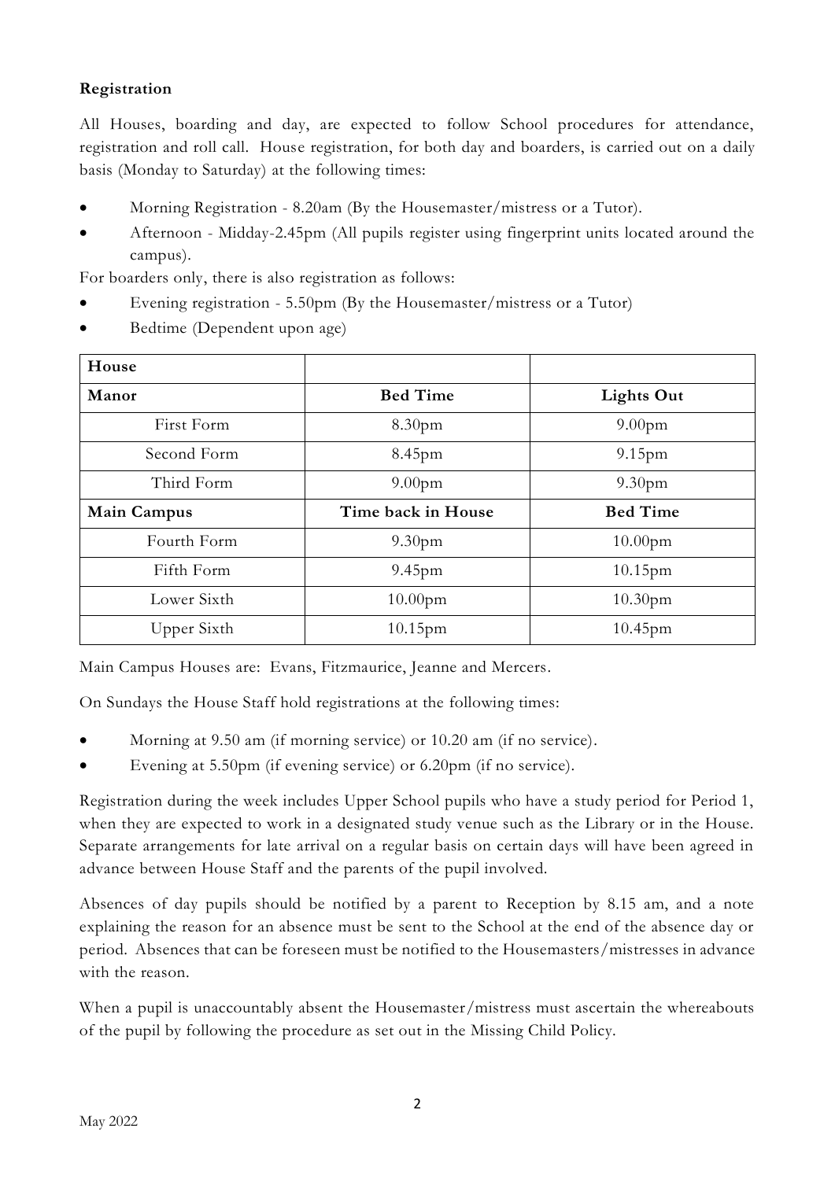**Registration**

All Houses, boarding and day, are expected to follow School procedures for attendance, registration and roll call. House registration, for both day and boarders, is carried out on a daily basis (Monday to Saturday) at the following times:

- Morning Registration - 8.20am (By the Housemaster/mistress or a Tutor).
- Afternoon - Midday-2.45pm (All pupils register using fingerprint units located around the campus).

For boarders only, there is also registration as follows:

- Evening registration - 5.50pm (By the Housemaster/mistress or a Tutor)
- Bedtime (Dependent upon age)

| **House** | | |
|---|---|---|
| **Manor** | **Bed Time** | **Lights Out** |
| First Form | 8.30pm | 9.00pm |
| Second Form | 8.45pm | 9.15pm |
| Third Form | 9.00pm | 9.30pm |
| **Main Campus** | **Time back in House** | **Bed Time** |
| Fourth Form | 9.30pm | 10.00pm |
| Fifth Form | 9.45pm | 10.15pm |
| Lower Sixth | 10.00pm | 10.30pm |
| Upper Sixth | 10.15pm | 10.45pm |

Main Campus Houses are: Evans, Fitzmaurice, Jeanne and Mercers.

On Sundays the House Staff hold registrations at the following times:

- Morning at 9.50 am (if morning service) or 10.20 am (if no service).
- Evening at 5.50pm (if evening service) or 6.20pm (if no service).

Registration during the week includes Upper School pupils who have a study period for Period 1, when they are expected to work in a designated study venue such as the Library or in the House. Separate arrangements for late arrival on a regular basis on certain days will have been agreed in advance between House Staff and the parents of the pupil involved.

Absences of day pupils should be notified by a parent to Reception by 8.15 am, and a note explaining the reason for an absence must be sent to the School at the end of the absence day or period. Absences that can be foreseen must be notified to the Housemasters/mistresses in advance with the reason.

When a pupil is unaccountably absent the Housemaster/mistress must ascertain the whereabouts of the pupil by following the procedure as set out in the Missing Child Policy.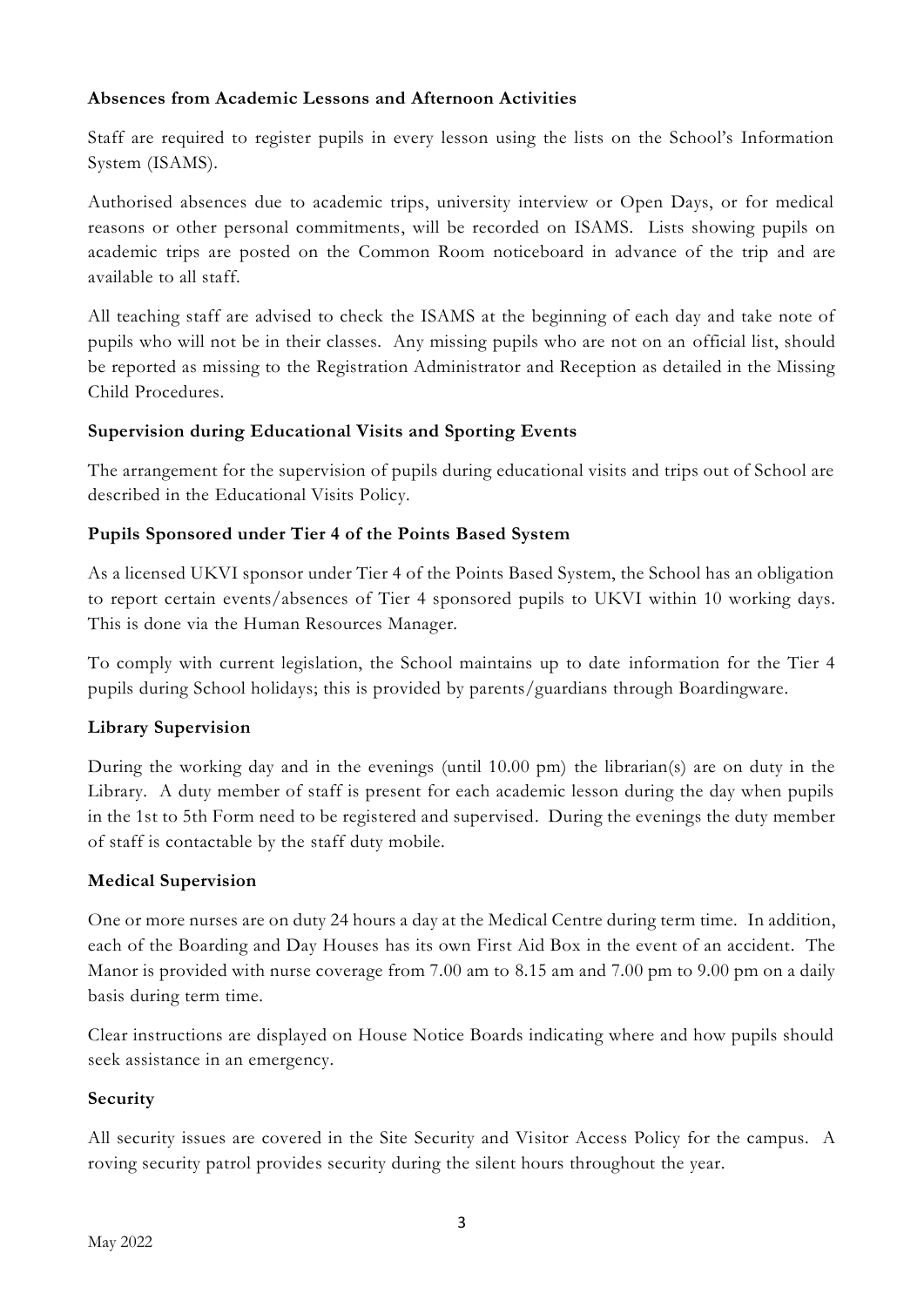**Absences from Academic Lessons and Afternoon Activities**

Staff are required to register pupils in every lesson using the lists on the School's Information System (ISAMS).

Authorised absences due to academic trips, university interview or Open Days, or for medical reasons or other personal commitments, will be recorded on ISAMS. Lists showing pupils on academic trips are posted on the Common Room noticeboard in advance of the trip and are available to all staff.

All teaching staff are advised to check the ISAMS at the beginning of each day and take note of pupils who will not be in their classes. Any missing pupils who are not on an official list, should be reported as missing to the Registration Administrator and Reception as detailed in the Missing Child Procedures.

**Supervision during Educational Visits and Sporting Events**

The arrangement for the supervision of pupils during educational visits and trips out of School are described in the Educational Visits Policy.

**Pupils Sponsored under Tier 4 of the Points Based System**

As a licensed UKVI sponsor under Tier 4 of the Points Based System, the School has an obligation to report certain events/absences of Tier 4 sponsored pupils to UKVI within 10 working days. This is done via the Human Resources Manager.

To comply with current legislation, the School maintains up to date information for the Tier 4 pupils during School holidays; this is provided by parents/guardians through Boardingware.

**Library Supervision**

During the working day and in the evenings (until 10.00 pm) the librarian(s) are on duty in the Library. A duty member of staff is present for each academic lesson during the day when pupils in the 1st to 5th Form need to be registered and supervised. During the evenings the duty member of staff is contactable by the staff duty mobile.

**Medical Supervision**

One or more nurses are on duty 24 hours a day at the Medical Centre during term time. In addition, each of the Boarding and Day Houses has its own First Aid Box in the event of an accident. The Manor is provided with nurse coverage from 7.00 am to 8.15 am and 7.00 pm to 9.00 pm on a daily basis during term time.

Clear instructions are displayed on House Notice Boards indicating where and how pupils should seek assistance in an emergency.

**Security**

All security issues are covered in the Site Security and Visitor Access Policy for the campus. A roving security patrol provides security during the silent hours throughout the year.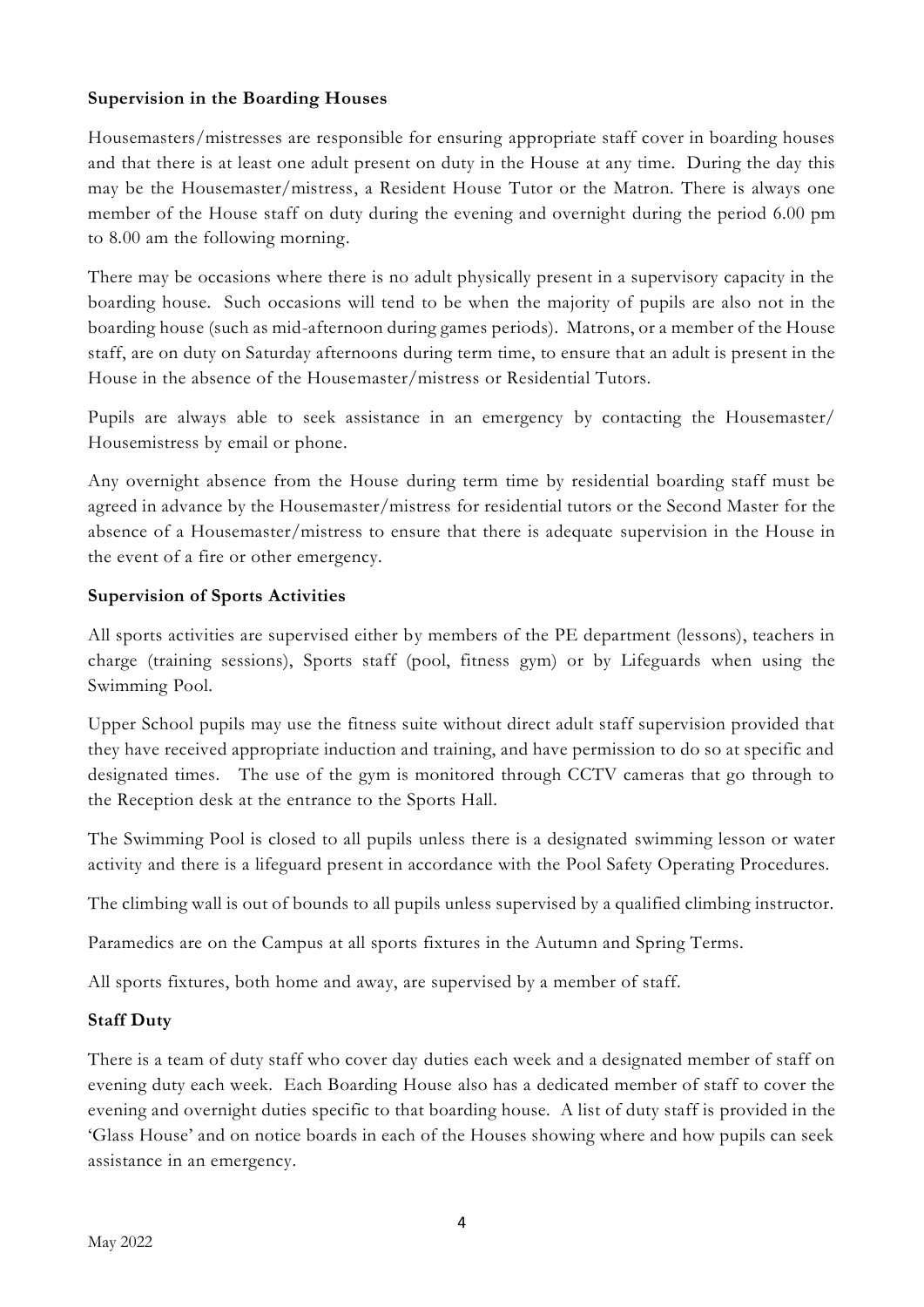**Supervision in the Boarding Houses**

Housemasters/mistresses are responsible for ensuring appropriate staff cover in boarding houses and that there is at least one adult present on duty in the House at any time. During the day this may be the Housemaster/mistress, a Resident House Tutor or the Matron. There is always one member of the House staff on duty during the evening and overnight during the period 6.00 pm to 8.00 am the following morning.

There may be occasions where there is no adult physically present in a supervisory capacity in the boarding house. Such occasions will tend to be when the majority of pupils are also not in the boarding house (such as mid-afternoon during games periods). Matrons, or a member of the House staff, are on duty on Saturday afternoons during term time, to ensure that an adult is present in the House in the absence of the Housemaster/mistress or Residential Tutors.

Pupils are always able to seek assistance in an emergency by contacting the Housemaster/ Housemistress by email or phone.

Any overnight absence from the House during term time by residential boarding staff must be agreed in advance by the Housemaster/mistress for residential tutors or the Second Master for the absence of a Housemaster/mistress to ensure that there is adequate supervision in the House in the event of a fire or other emergency.

**Supervision of Sports Activities**

All sports activities are supervised either by members of the PE department (lessons), teachers in charge (training sessions), Sports staff (pool, fitness gym) or by Lifeguards when using the Swimming Pool.

Upper School pupils may use the fitness suite without direct adult staff supervision provided that they have received appropriate induction and training, and have permission to do so at specific and designated times. The use of the gym is monitored through CCTV cameras that go through to the Reception desk at the entrance to the Sports Hall.

The Swimming Pool is closed to all pupils unless there is a designated swimming lesson or water activity and there is a lifeguard present in accordance with the Pool Safety Operating Procedures.

The climbing wall is out of bounds to all pupils unless supervised by a qualified climbing instructor.

Paramedics are on the Campus at all sports fixtures in the Autumn and Spring Terms.

All sports fixtures, both home and away, are supervised by a member of staff.

**Staff Duty**

There is a team of duty staff who cover day duties each week and a designated member of staff on evening duty each week. Each Boarding House also has a dedicated member of staff to cover the evening and overnight duties specific to that boarding house. A list of duty staff is provided in the 'Glass House' and on notice boards in each of the Houses showing where and how pupils can seek assistance in an emergency.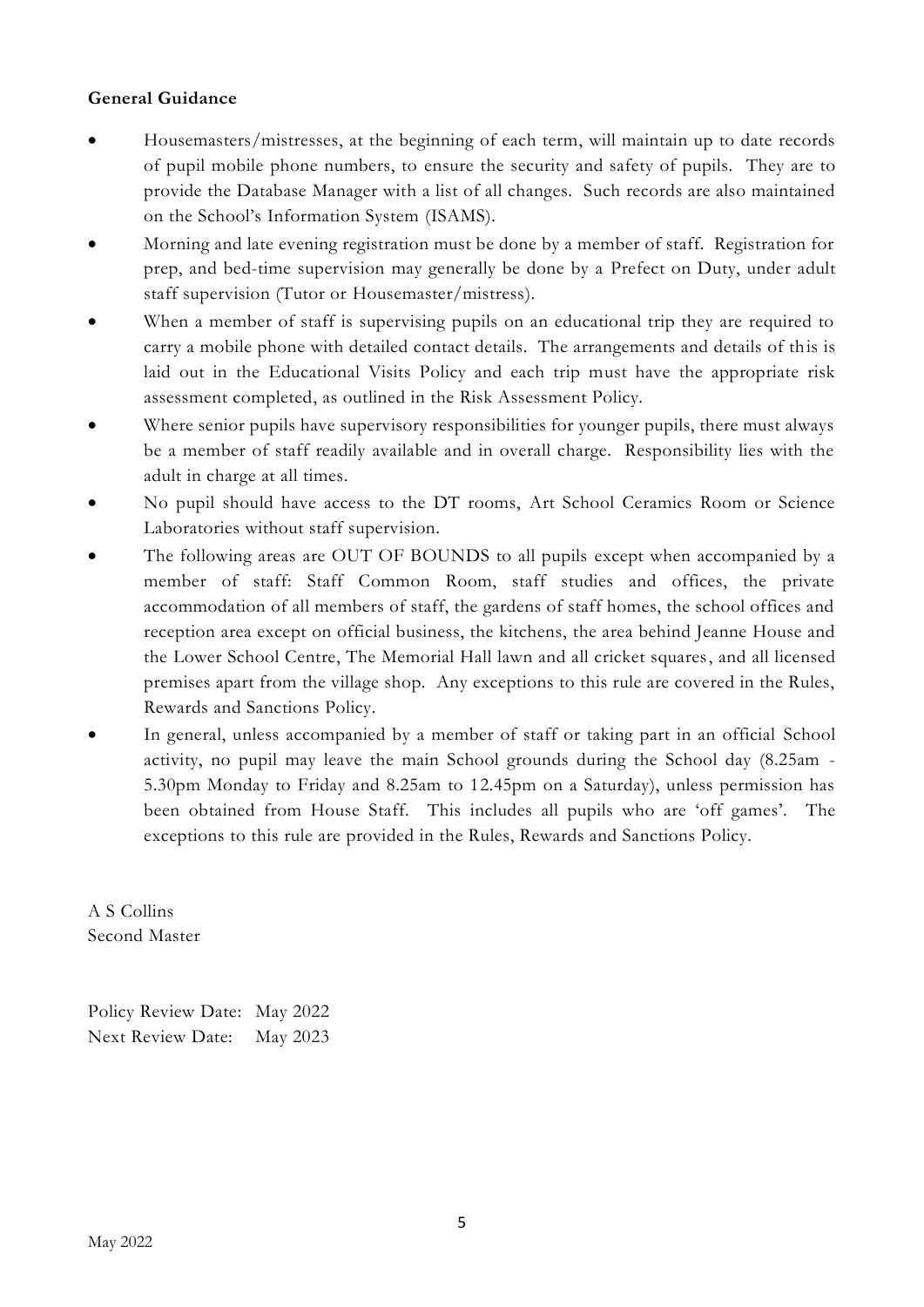**General Guidance**

- Housemasters/mistresses, at the beginning of each term, will maintain up to date records of pupil mobile phone numbers, to ensure the security and safety of pupils. They are to provide the Database Manager with a list of all changes. Such records are also maintained on the School's Information System (ISAMS).
- Morning and late evening registration must be done by a member of staff. Registration for prep, and bed-time supervision may generally be done by a Prefect on Duty, under adult staff supervision (Tutor or Housemaster/mistress).
- When a member of staff is supervising pupils on an educational trip they are required to carry a mobile phone with detailed contact details. The arrangements and details of this is laid out in the Educational Visits Policy and each trip must have the appropriate risk assessment completed, as outlined in the Risk Assessment Policy.
- Where senior pupils have supervisory responsibilities for younger pupils, there must always be a member of staff readily available and in overall charge. Responsibility lies with the adult in charge at all times.
- No pupil should have access to the DT rooms, Art School Ceramics Room or Science Laboratories without staff supervision.
- The following areas are OUT OF BOUNDS to all pupils except when accompanied by a member of staff: Staff Common Room, staff studies and offices, the private accommodation of all members of staff, the gardens of staff homes, the school offices and reception area except on official business, the kitchens, the area behind Jeanne House and the Lower School Centre, The Memorial Hall lawn and all cricket squares, and all licensed premises apart from the village shop. Any exceptions to this rule are covered in the Rules, Rewards and Sanctions Policy.
- In general, unless accompanied by a member of staff or taking part in an official School activity, no pupil may leave the main School grounds during the School day (8.25am - 5.30pm Monday to Friday and 8.25am to 12.45pm on a Saturday), unless permission has been obtained from House Staff. This includes all pupils who are 'off games'. The exceptions to this rule are provided in the Rules, Rewards and Sanctions Policy.

A S Collins
Second Master

Policy Review Date: May 2022
Next Review Date: May 2023